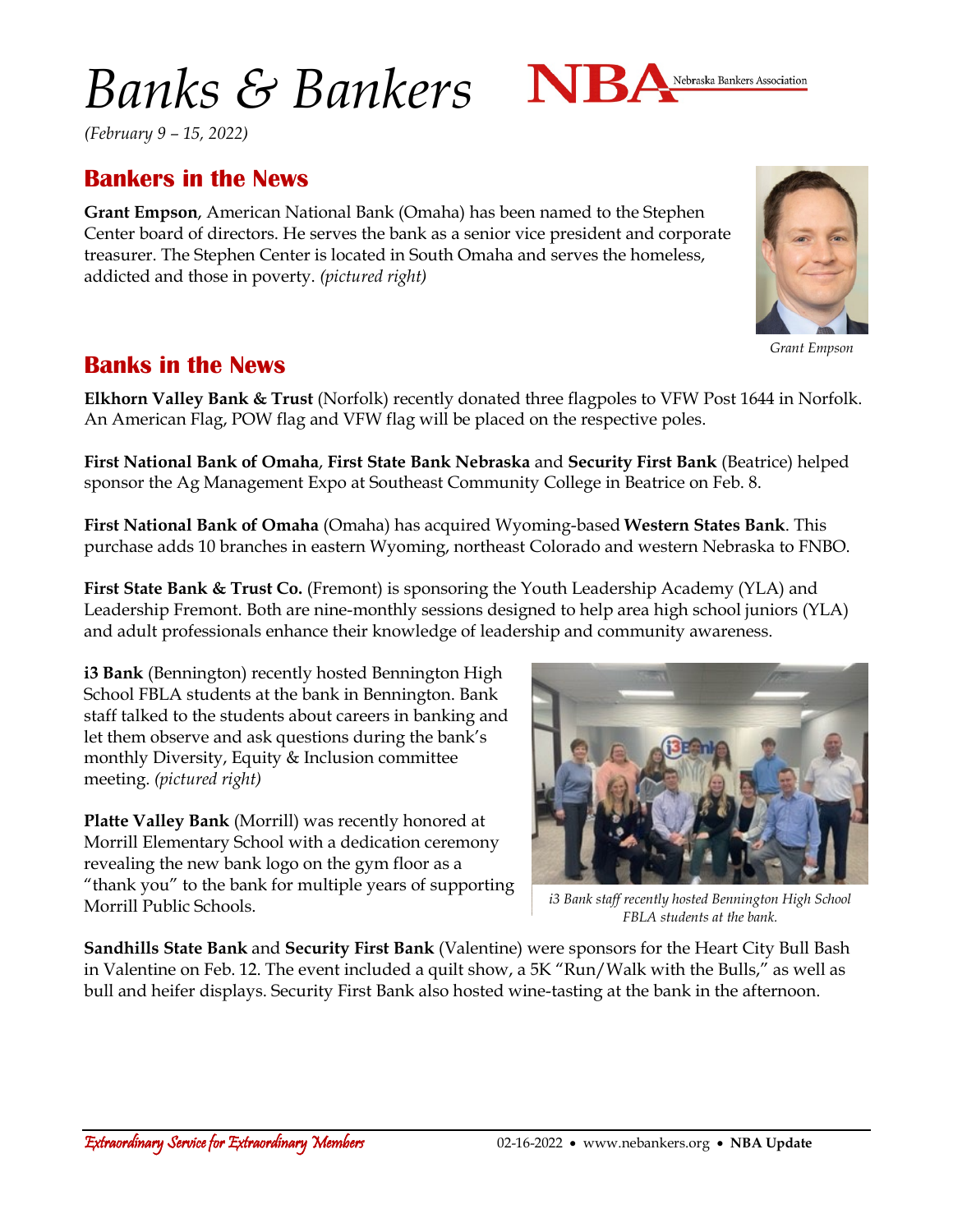# *Banks & Bankers*

*(February 9 – 15, 2022)*

## Bankers in the News

**Grant Empson**, American National Bank (Omaha) has been named to the Stephen Center board of directors. He serves the bank as a senior vice president and corporate treasurer. The Stephen Center is located in South Omaha and serves the homeless, addicted and those in poverty. *(pictured right)*

*Grant Empson*

## Banks in the News

**Elkhorn Valley Bank & Trust** (Norfolk) recently donated three flagpoles to VFW Post 1644 in Norfolk. An American Flag, POW flag and VFW flag will be placed on the respective poles.

**First National Bank of Omaha**, **First State Bank Nebraska** and **Security First Bank** (Beatrice) helped sponsor the Ag Management Expo at Southeast Community College in Beatrice on Feb. 8.

**First National Bank of Omaha** (Omaha) has acquired Wyoming-based **Western States Bank**. This purchase adds 10 branches in eastern Wyoming, northeast Colorado and western Nebraska to FNBO.

**First State Bank & Trust Co.** (Fremont) is sponsoring the Youth Leadership Academy (YLA) and Leadership Fremont. Both are nine-monthly sessions designed to help area high school juniors (YLA) and adult professionals enhance their knowledge of leadership and community awareness.

**i3 Bank** (Bennington) recently hosted Bennington High School FBLA students at the bank in Bennington. Bank staff talked to the students about careers in banking and let them observe and ask questions during the bank's monthly Diversity, Equity & Inclusion committee meeting. *(pictured right)*

*i3 Bank staff recently hosted Bennington High School FBLA students at the bank.*

**Platte Valley Bank** (Morrill) was recently honored at Morrill Elementary School with a dedication ceremony revealing the new bank logo on the gym floor as a "thank you" to the bank for multiple years of supporting Morrill Public Schools.

**Sandhills State Bank** and **Security First Bank** (Valentine) were sponsors for the Heart City Bull Bash in Valentine on Feb. 12. The event included a quilt show, a 5K "Run/Walk with the Bulls," as well as bull and heifer displays. Security First Bank also hosted wine-tasting at the bank in the afternoon.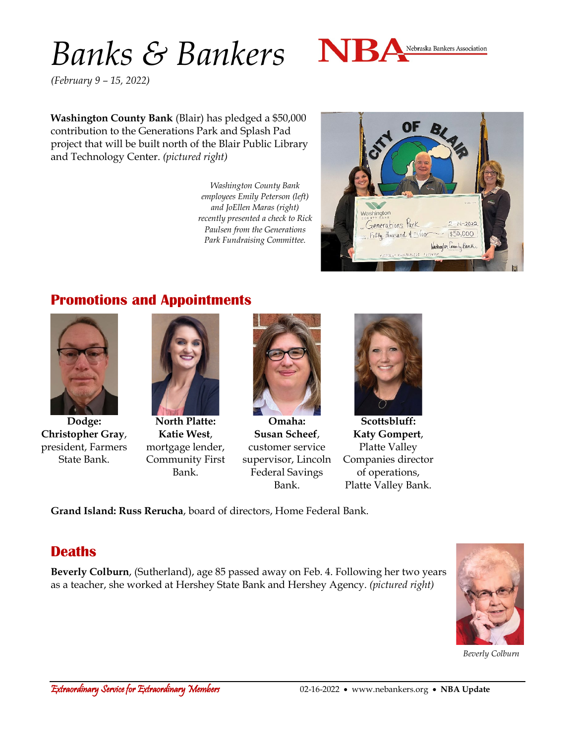# *Banks & Bankers*

*(February 9 – 15, 2022)*

**Washington County Bank** (Blair) has pledged a $50,000 contribution to the Generations Park and Splash Pad project that will be built north of the Blair Public Library and Technology Center. *(pictured right)*

*Washington County Bank employees Emily Peterson (left) and JoEllen Maras (right) recently presented a check to Rick Paulsen from the Generations Park Fundraising Committee.*

## Promotions and Appointments

**Dodge: Christopher Gray**, president, Farmers State Bank.

**North Platte: Katie West**, mortgage lender, Community First Bank.

**Omaha: Susan Scheef**, customer service supervisor, Lincoln Federal Savings Bank.

**Scottsbluff: Katy Gompert**, Platte Valley Companies director of operations, Platte Valley Bank.

**Grand Island: Russ Rerucha**, board of directors, Home Federal Bank.

## Deaths

**Beverly Colburn**, (Sutherland), age 85 passed away on Feb. 4. Following her two years as a teacher, she worked at Hershey State Bank and Hershey Agency. *(pictured right)*

*Beverly Colburn*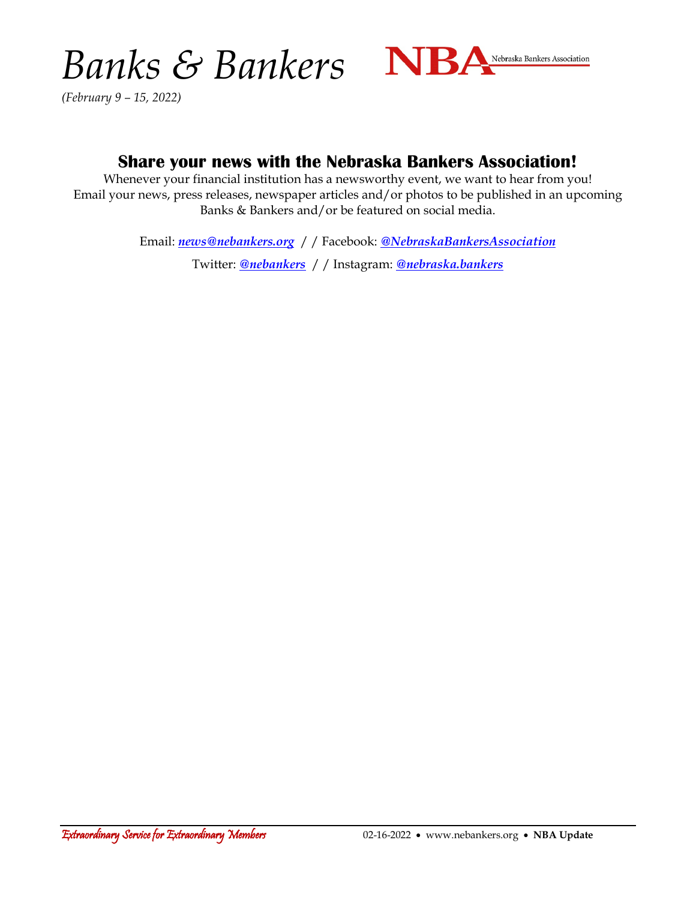# *Banks & Bankers*

*(February 9 – 15, 2022)*

## Share your news with the Nebraska Bankers Association!

Whenever your financial institution has a newsworthy event, we want to hear from you! Email your news, press releases, newspaper articles and/or photos to be published in an upcoming Banks & Bankers and/or be featured on social media.

Email: ***news@nebankers.org*** / / Facebook: ***@NebraskaBankersAssociation***

Twitter: ***@nebankers*** / / Instagram: ***@nebraska.bankers***